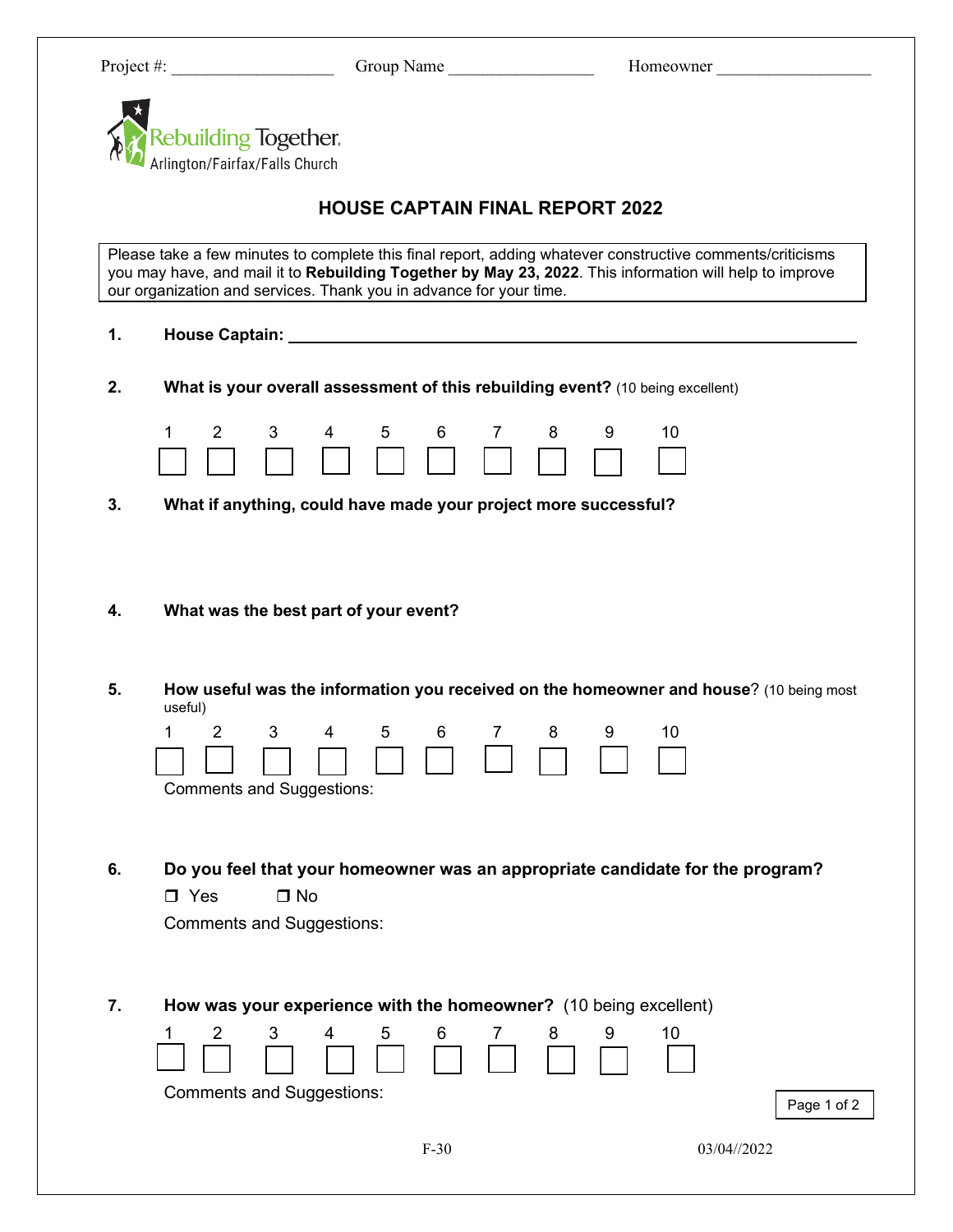Project #: __________________ Group Name ________________ Homeowner __________________

Rebuilding Together
Arlington/Fairfax/Falls Church

# HOUSE CAPTAIN FINAL REPORT 2022

Please take a few minutes to complete this final report, adding whatever constructive comments/criticisms you may have, and mail it to **Rebuilding Together by May 23, 2022**. This information will help to improve our organization and services. Thank you in advance for your time.

1. **House Captain:** ____________________________________________

2. **What is your overall assessment of this rebuilding event?** (10 being excellent)

   1 ☐ 2 ☐ 3 ☐ 4 ☐ 5 ☐ 6 ☐ 7 ☐ 8 ☐ 9 ☐ 10 ☐

3. **What if anything, could have made your project more successful?**

4. **What was the best part of your event?**

5. **How useful was the information you received on the homeowner and house**? (10 being most useful)

   1 ☐ 2 ☐ 3 ☐ 4 ☐ 5 ☐ 6 ☐ 7 ☐ 8 ☐ 9 ☐ 10 ☐

   Comments and Suggestions:

6. **Do you feel that your homeowner was an appropriate candidate for the program?**

   ☐ Yes ☐ No

   Comments and Suggestions:

7. **How was your experience with the homeowner?** (10 being excellent)

   1 ☐ 2 ☐ 3 ☐ 4 ☐ 5 ☐ 6 ☐ 7 ☐ 8 ☐ 9 ☐ 10 ☐

   Comments and Suggestions:

F-30 03/04//2022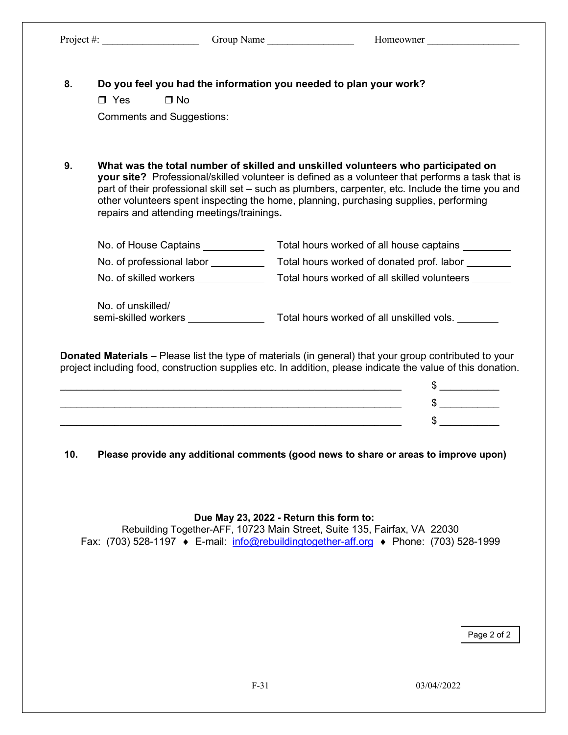Project #: ___________________ Group Name _________________ Homeowner __________________

**8. Do you feel you had the information you needed to plan your work?**

❒ Yes ❒ No

Comments and Suggestions:

**9. What was the total number of skilled and unskilled volunteers who participated on your site?** Professional/skilled volunteer is defined as a volunteer that performs a task that is part of their professional skill set – such as plumbers, carpenter, etc. Include the time you and other volunteers spent inspecting the home, planning, purchasing supplies, performing repairs and attending meetings/trainings**.**

No. of House Captains ___________ Total hours worked of all house captains ________

No. of professional labor __________ Total hours worked of donated prof. labor ________

No. of skilled workers ____________ Total hours worked of all skilled volunteers _______

No. of unskilled/ semi-skilled workers _____________ Total hours worked of all unskilled vols. _______

**Donated Materials** – Please list the type of materials (in general) that your group contributed to your project including food, construction supplies etc. In addition, please indicate the value of this donation.

_______________________________________________________________ $ ___________

_______________________________________________________________ $ ___________

_______________________________________________________________ $ ___________

**10. Please provide any additional comments (good news to share or areas to improve upon)**

**Due May 23, 2022 - Return this form to:**

Rebuilding Together-AFF, 10723 Main Street, Suite 135, Fairfax, VA 22030

Fax: (703) 528-1197 ♦ E-mail: info@rebuildingtogether-aff.org ♦ Phone: (703) 528-1999

F-31 03/04//2022